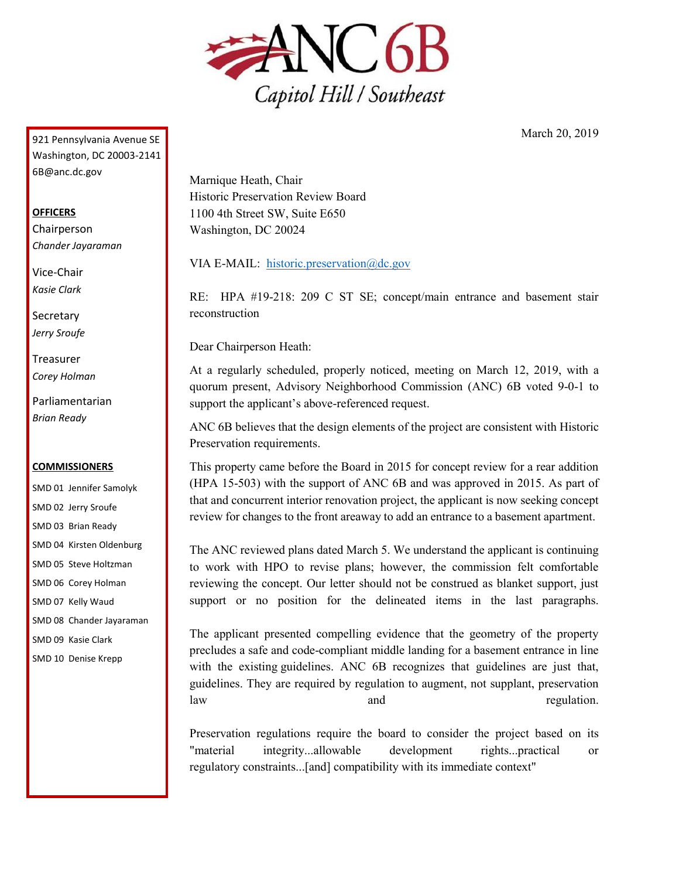# ANC 6B

Capitol Hill / Southeast

921 Pennsylvania Avenue SE
Washington, DC 20003-2141
6B@anc.dc.gov

**OFFICERS**

Chairperson
*Chander Jayaraman*

Vice-Chair
*Kasie Clark*

Secretary
*Jerry Sroufe*

Treasurer
*Corey Holman*

Parliamentarian
*Brian Ready*

**COMMISSIONERS**

SMD 01 Jennifer Samolyk
SMD 02 Jerry Sroufe
SMD 03 Brian Ready
SMD 04 Kirsten Oldenburg
SMD 05 Steve Holtzman
SMD 06 Corey Holman
SMD 07 Kelly Waud
SMD 08 Chander Jayaraman
SMD 09 Kasie Clark
SMD 10 Denise Krepp

March 20, 2019

Marnique Heath, Chair
Historic Preservation Review Board
1100 4th Street SW, Suite E650
Washington, DC 20024

VIA E-MAIL: historic.preservation@dc.gov

RE: HPA #19-218: 209 C ST SE; concept/main entrance and basement stair reconstruction

Dear Chairperson Heath:

At a regularly scheduled, properly noticed, meeting on March 12, 2019, with a quorum present, Advisory Neighborhood Commission (ANC) 6B voted 9-0-1 to support the applicant's above-referenced request.

ANC 6B believes that the design elements of the project are consistent with Historic Preservation requirements.

This property came before the Board in 2015 for concept review for a rear addition (HPA 15-503) with the support of ANC 6B and was approved in 2015. As part of that and concurrent interior renovation project, the applicant is now seeking concept review for changes to the front areaway to add an entrance to a basement apartment.

The ANC reviewed plans dated March 5. We understand the applicant is continuing to work with HPO to revise plans; however, the commission felt comfortable reviewing the concept. Our letter should not be construed as blanket support, just support or no position for the delineated items in the last paragraphs.

The applicant presented compelling evidence that the geometry of the property precludes a safe and code-compliant middle landing for a basement entrance in line with the existing guidelines. ANC 6B recognizes that guidelines are just that, guidelines. They are required by regulation to augment, not supplant, preservation law and regulation.

Preservation regulations require the board to consider the project based on its "material integrity...allowable development rights...practical or regulatory constraints...[and] compatibility with its immediate context"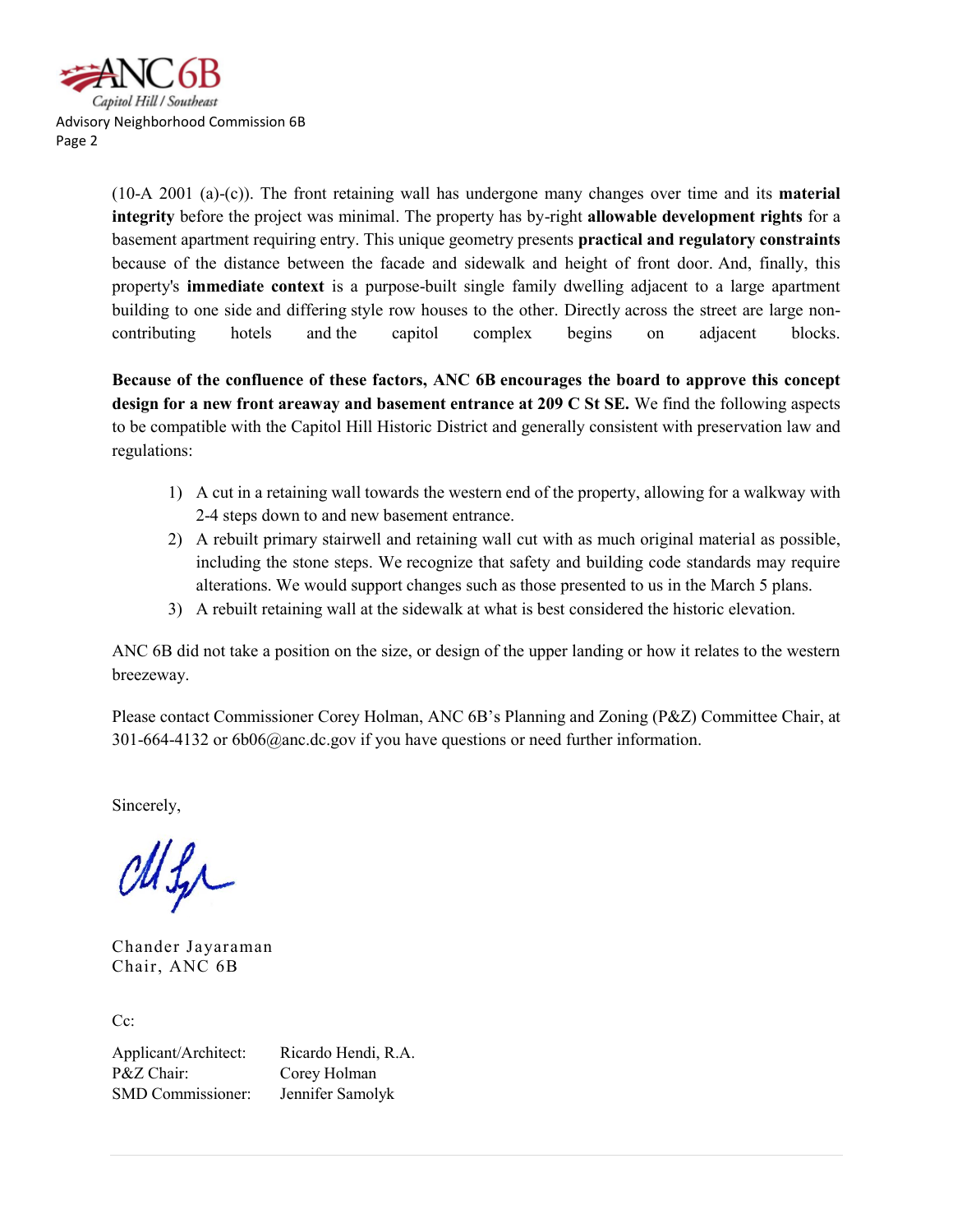(10-A 2001 (a)-(c)). The front retaining wall has undergone many changes over time and its **material integrity** before the project was minimal. The property has by-right **allowable development rights** for a basement apartment requiring entry. This unique geometry presents **practical and regulatory constraints** because of the distance between the facade and sidewalk and height of front door. And, finally, this property's **immediate context** is a purpose-built single family dwelling adjacent to a large apartment building to one side and differing style row houses to the other. Directly across the street are large non-contributing hotels and the capitol complex begins on adjacent blocks.

**Because of the confluence of these factors, ANC 6B encourages the board to approve this concept design for a new front areaway and basement entrance at 209 C St SE.** We find the following aspects to be compatible with the Capitol Hill Historic District and generally consistent with preservation law and regulations:

1) A cut in a retaining wall towards the western end of the property, allowing for a walkway with 2-4 steps down to and new basement entrance.
2) A rebuilt primary stairwell and retaining wall cut with as much original material as possible, including the stone steps. We recognize that safety and building code standards may require alterations. We would support changes such as those presented to us in the March 5 plans.
3) A rebuilt retaining wall at the sidewalk at what is best considered the historic elevation.

ANC 6B did not take a position on the size, or design of the upper landing or how it relates to the western breezeway.

Please contact Commissioner Corey Holman, ANC 6B's Planning and Zoning (P&Z) Committee Chair, at 301-664-4132 or 6b06@anc.dc.gov if you have questions or need further information.

Sincerely,

Chander Jayaraman
Chair, ANC 6B

Cc:

| | |
|---|---|
| Applicant/Architect: | Ricardo Hendi, R.A. |
| P&Z Chair: | Corey Holman |
| SMD Commissioner: | Jennifer Samolyk |